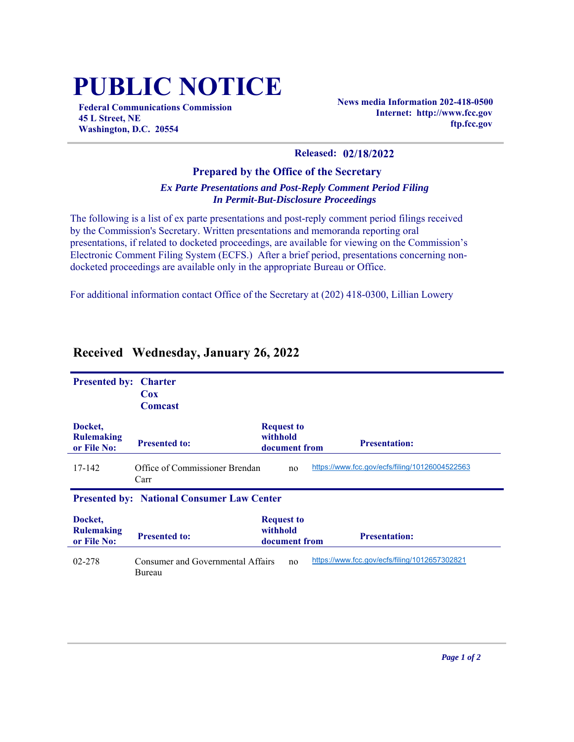# PUBLIC NOTICE

**Federal Communications Commission**
**45 L Street, NE**
**Washington, D.C. 20554**

**News media Information 202-418-0500**
**Internet: http://www.fcc.gov**
**ftp.fcc.gov**

**Released: 02/18/2022**

### Prepared by the Office of the Secretary

***Ex Parte Presentations and Post-Reply Comment Period Filing In Permit-But-Disclosure Proceedings***

The following is a list of ex parte presentations and post-reply comment period filings received by the Commission's Secretary. Written presentations and memoranda reporting oral presentations, if related to docketed proceedings, are available for viewing on the Commission's Electronic Comment Filing System (ECFS.) After a brief period, presentations concerning non-docketed proceedings are available only in the appropriate Bureau or Office.

For additional information contact Office of the Secretary at (202) 418-0300, Lillian Lowery

## Received Wednesday, January 26, 2022

**Presented by: Charter, Cox, Comcast**

| Docket, Rulemaking or File No: | Presented to: | Request to withhold document from | Presentation: |
|---|---|---|---|
| 17-142 | Office of Commissioner Brendan Carr | no | https://www.fcc.gov/ecfs/filing/10126004522563 |

**Presented by: National Consumer Law Center**

| Docket, Rulemaking or File No: | Presented to: | Request to withhold document from | Presentation: |
|---|---|---|---|
| 02-278 | Consumer and Governmental Affairs Bureau | no | https://www.fcc.gov/ecfs/filing/1012657302821 |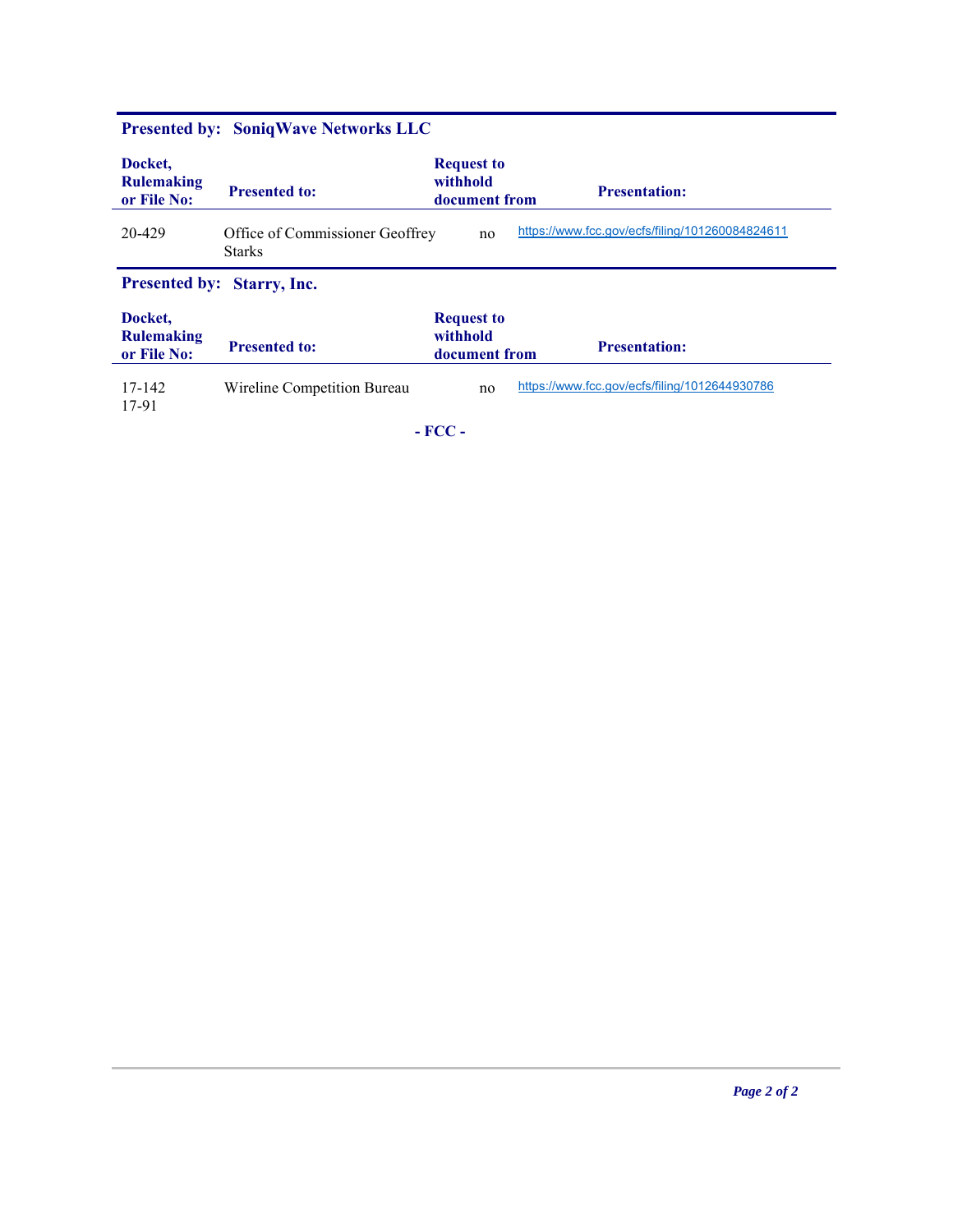### Presented by: SoniqWave Networks LLC

| Docket, Rulemaking or File No: | Presented to: | Request to withhold document from | Presentation: |
| --- | --- | --- | --- |
| 20-429 | Office of Commissioner Geoffrey Starks | no | https://www.fcc.gov/ecfs/filing/101260084824611 |

### Presented by: Starry, Inc.

| Docket, Rulemaking or File No: | Presented to: | Request to withhold document from | Presentation: |
| --- | --- | --- | --- |
| 17-142<br>17-91 | Wireline Competition Bureau | no | https://www.fcc.gov/ecfs/filing/1012644930786 |

**- FCC -**